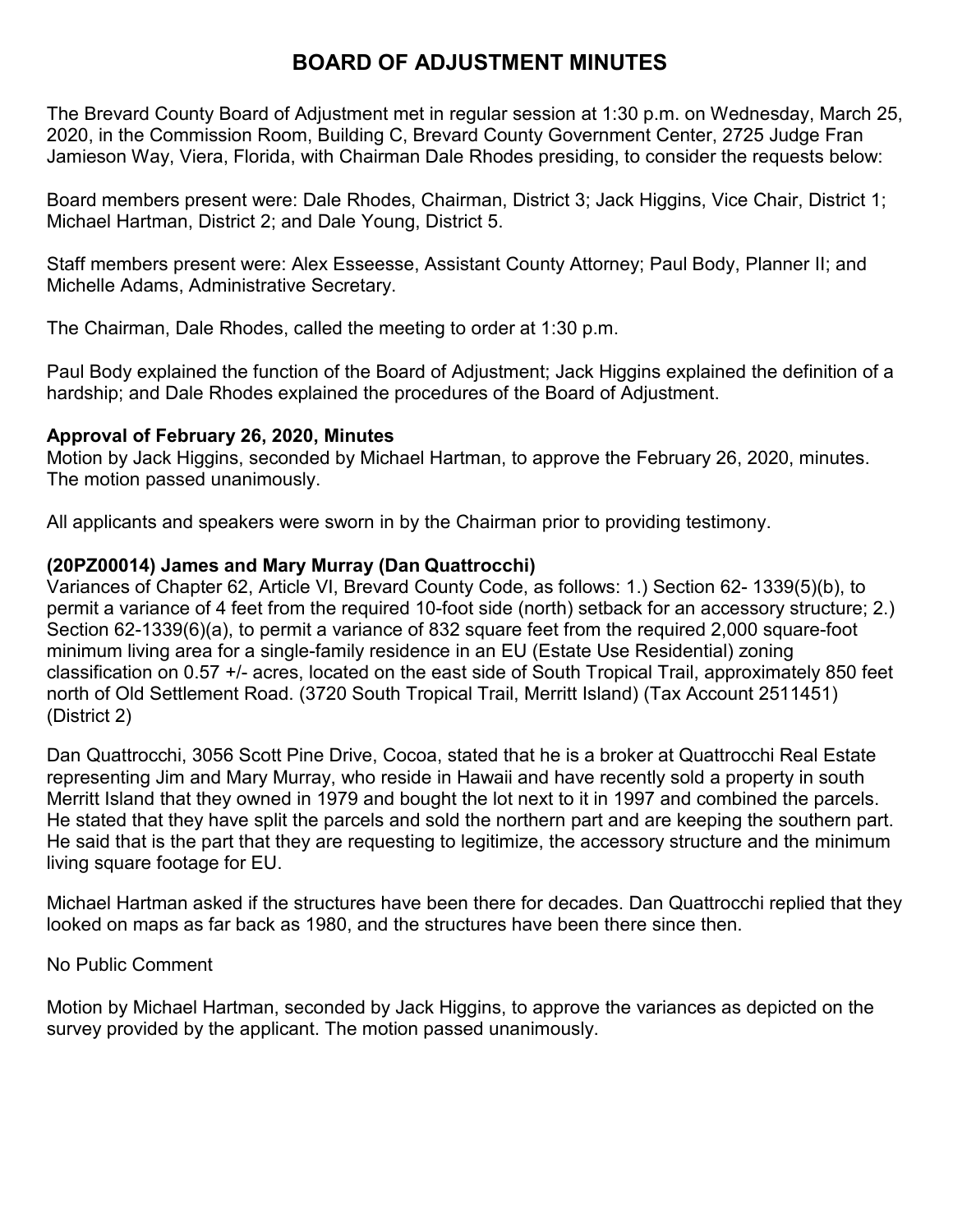# BOARD OF ADJUSTMENT MINUTES

The Brevard County Board of Adjustment met in regular session at 1:30 p.m. on Wednesday, March 25, 2020, in the Commission Room, Building C, Brevard County Government Center, 2725 Judge Fran Jamieson Way, Viera, Florida, with Chairman Dale Rhodes presiding, to consider the requests below:

Board members present were: Dale Rhodes, Chairman, District 3; Jack Higgins, Vice Chair, District 1; Michael Hartman, District 2; and Dale Young, District 5.

Staff members present were: Alex Esseesse, Assistant County Attorney; Paul Body, Planner II; and Michelle Adams, Administrative Secretary.

The Chairman, Dale Rhodes, called the meeting to order at 1:30 p.m.

Paul Body explained the function of the Board of Adjustment; Jack Higgins explained the definition of a hardship; and Dale Rhodes explained the procedures of the Board of Adjustment.

**Approval of February 26, 2020, Minutes**
Motion by Jack Higgins, seconded by Michael Hartman, to approve the February 26, 2020, minutes. The motion passed unanimously.

All applicants and speakers were sworn in by the Chairman prior to providing testimony.

**(20PZ00014) James and Mary Murray (Dan Quattrocchi)**
Variances of Chapter 62, Article VI, Brevard County Code, as follows: 1.) Section 62- 1339(5)(b), to permit a variance of 4 feet from the required 10-foot side (north) setback for an accessory structure; 2.) Section 62-1339(6)(a), to permit a variance of 832 square feet from the required 2,000 square-foot minimum living area for a single-family residence in an EU (Estate Use Residential) zoning classification on 0.57 +/- acres, located on the east side of South Tropical Trail, approximately 850 feet north of Old Settlement Road. (3720 South Tropical Trail, Merritt Island) (Tax Account 2511451) (District 2)

Dan Quattrocchi, 3056 Scott Pine Drive, Cocoa, stated that he is a broker at Quattrocchi Real Estate representing Jim and Mary Murray, who reside in Hawaii and have recently sold a property in south Merritt Island that they owned in 1979 and bought the lot next to it in 1997 and combined the parcels. He stated that they have split the parcels and sold the northern part and are keeping the southern part. He said that is the part that they are requesting to legitimize, the accessory structure and the minimum living square footage for EU.

Michael Hartman asked if the structures have been there for decades. Dan Quattrocchi replied that they looked on maps as far back as 1980, and the structures have been there since then.

No Public Comment

Motion by Michael Hartman, seconded by Jack Higgins, to approve the variances as depicted on the survey provided by the applicant. The motion passed unanimously.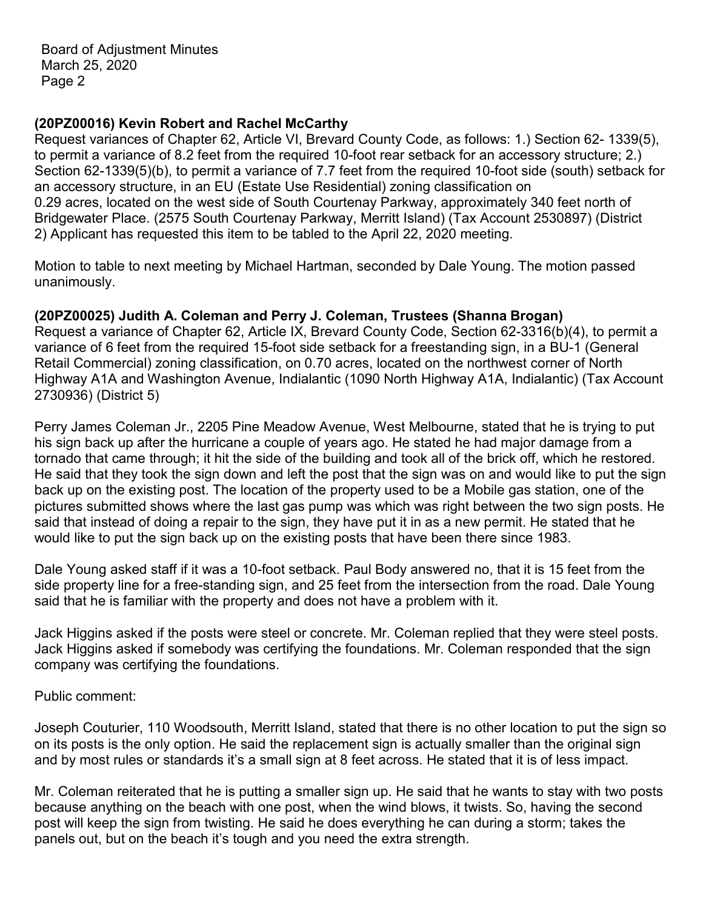**(20PZ00016) Kevin Robert and Rachel McCarthy**

Request variances of Chapter 62, Article VI, Brevard County Code, as follows: 1.) Section 62- 1339(5), to permit a variance of 8.2 feet from the required 10-foot rear setback for an accessory structure; 2.) Section 62-1339(5)(b), to permit a variance of 7.7 feet from the required 10-foot side (south) setback for an accessory structure, in an EU (Estate Use Residential) zoning classification on 0.29 acres, located on the west side of South Courtenay Parkway, approximately 340 feet north of Bridgewater Place. (2575 South Courtenay Parkway, Merritt Island) (Tax Account 2530897) (District 2) Applicant has requested this item to be tabled to the April 22, 2020 meeting.

Motion to table to next meeting by Michael Hartman, seconded by Dale Young. The motion passed unanimously.

**(20PZ00025) Judith A. Coleman and Perry J. Coleman, Trustees (Shanna Brogan)**

Request a variance of Chapter 62, Article IX, Brevard County Code, Section 62-3316(b)(4), to permit a variance of 6 feet from the required 15-foot side setback for a freestanding sign, in a BU-1 (General Retail Commercial) zoning classification, on 0.70 acres, located on the northwest corner of North Highway A1A and Washington Avenue, Indialantic (1090 North Highway A1A, Indialantic) (Tax Account 2730936) (District 5)

Perry James Coleman Jr., 2205 Pine Meadow Avenue, West Melbourne, stated that he is trying to put his sign back up after the hurricane a couple of years ago. He stated he had major damage from a tornado that came through; it hit the side of the building and took all of the brick off, which he restored. He said that they took the sign down and left the post that the sign was on and would like to put the sign back up on the existing post. The location of the property used to be a Mobile gas station, one of the pictures submitted shows where the last gas pump was which was right between the two sign posts. He said that instead of doing a repair to the sign, they have put it in as a new permit. He stated that he would like to put the sign back up on the existing posts that have been there since 1983.

Dale Young asked staff if it was a 10-foot setback. Paul Body answered no, that it is 15 feet from the side property line for a free-standing sign, and 25 feet from the intersection from the road. Dale Young said that he is familiar with the property and does not have a problem with it.

Jack Higgins asked if the posts were steel or concrete. Mr. Coleman replied that they were steel posts. Jack Higgins asked if somebody was certifying the foundations. Mr. Coleman responded that the sign company was certifying the foundations.

Public comment:

Joseph Couturier, 110 Woodsouth, Merritt Island, stated that there is no other location to put the sign so on its posts is the only option. He said the replacement sign is actually smaller than the original sign and by most rules or standards it's a small sign at 8 feet across. He stated that it is of less impact.

Mr. Coleman reiterated that he is putting a smaller sign up. He said that he wants to stay with two posts because anything on the beach with one post, when the wind blows, it twists. So, having the second post will keep the sign from twisting. He said he does everything he can during a storm; takes the panels out, but on the beach it's tough and you need the extra strength.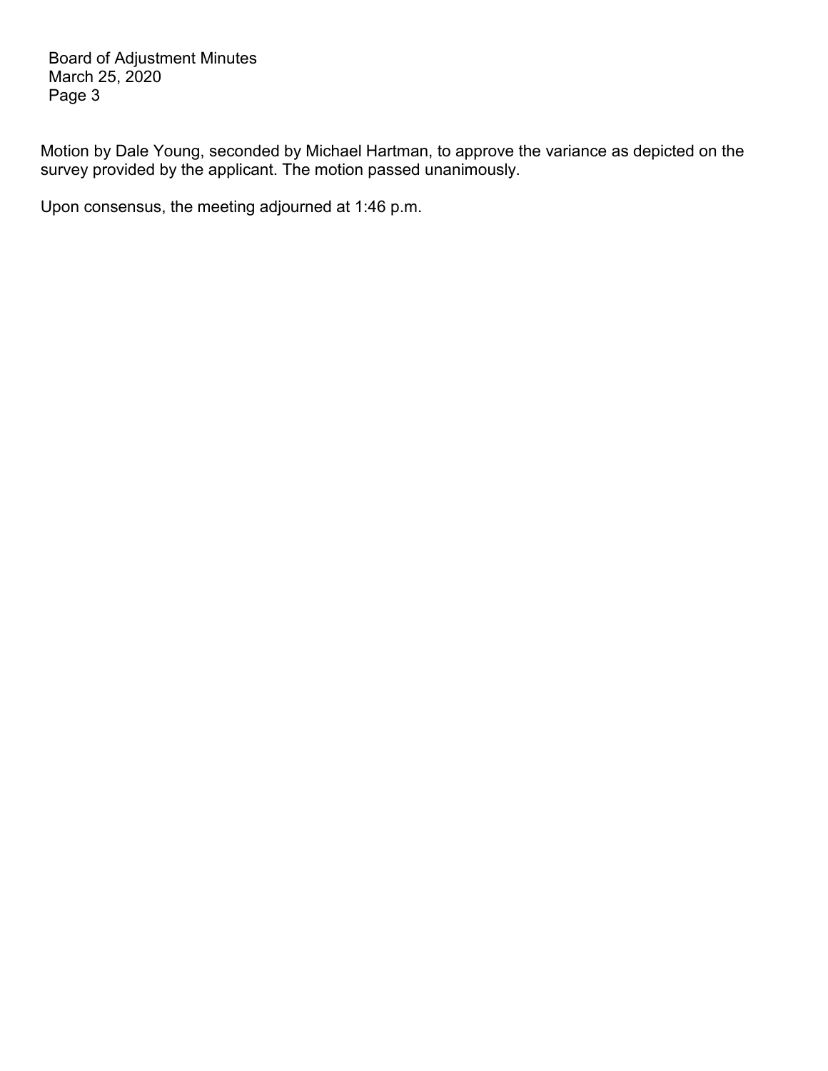Motion by Dale Young, seconded by Michael Hartman, to approve the variance as depicted on the survey provided by the applicant. The motion passed unanimously.

Upon consensus, the meeting adjourned at 1:46 p.m.